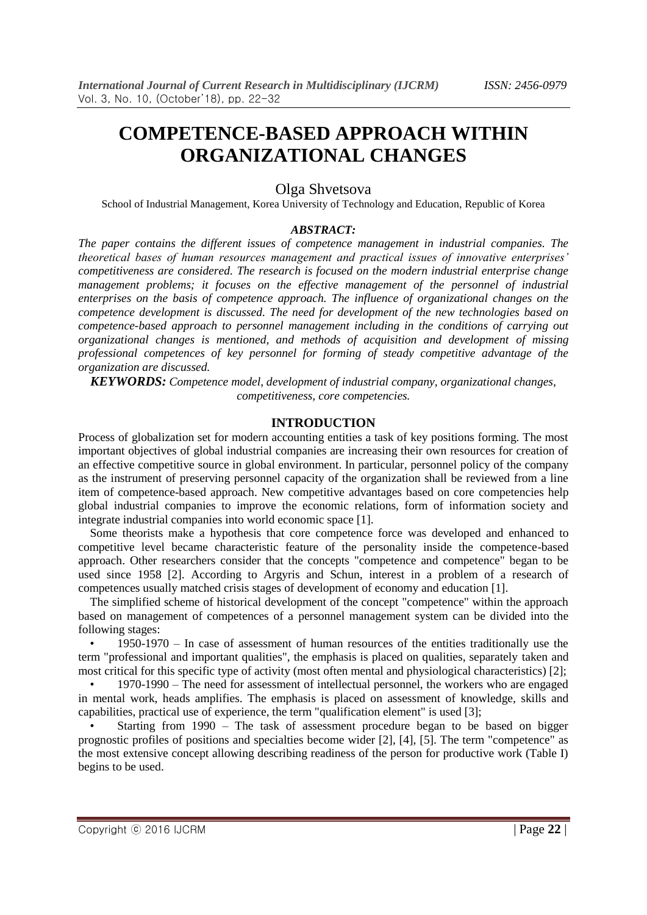# COMPETENCE-BASED APPROACH WITHIN ORGANIZATIONAL CHANGES

Olga Shvetsova

School of Industrial Management, Korea University of Technology and Education, Republic of Korea

### *ABSTRACT:*

*The paper contains the different issues of competence management in industrial companies. The theoretical bases of human resources management and practical issues of innovative enterprises' competitiveness are considered. The research is focused on the modern industrial enterprise change management problems; it focuses on the effective management of the personnel of industrial enterprises on the basis of competence approach. The influence of organizational changes on the competence development is discussed. The need for development of the new technologies based on competence-based approach to personnel management including in the conditions of carrying out organizational changes is mentioned, and methods of acquisition and development of missing professional competences of key personnel for forming of steady competitive advantage of the organization are discussed.*

***KEYWORDS:*** *Competence model, development of industrial company, organizational changes, competitiveness, core competencies.*

## INTRODUCTION

Process of globalization set for modern accounting entities a task of key positions forming. The most important objectives of global industrial companies are increasing their own resources for creation of an effective competitive source in global environment. In particular, personnel policy of the company as the instrument of preserving personnel capacity of the organization shall be reviewed from a line item of competence-based approach. New competitive advantages based on core competencies help global industrial companies to improve the economic relations, form of information society and integrate industrial companies into world economic space [1].

Some theorists make a hypothesis that core competence force was developed and enhanced to competitive level became characteristic feature of the personality inside the competence-based approach. Other researchers consider that the concepts "competence and competence" began to be used since 1958 [2]. According to Argyris and Schun, interest in a problem of a research of competences usually matched crisis stages of development of economy and education [1].

The simplified scheme of historical development of the concept "competence" within the approach based on management of competences of a personnel management system can be divided into the following stages:

- 1950-1970 – In case of assessment of human resources of the entities traditionally use the term "professional and important qualities", the emphasis is placed on qualities, separately taken and most critical for this specific type of activity (most often mental and physiological characteristics) [2];
- 1970-1990 – The need for assessment of intellectual personnel, the workers who are engaged in mental work, heads amplifies. The emphasis is placed on assessment of knowledge, skills and capabilities, practical use of experience, the term "qualification element" is used [3];
- Starting from 1990 – The task of assessment procedure began to be based on bigger prognostic profiles of positions and specialties become wider [2], [4], [5]. The term "competence" as the most extensive concept allowing describing readiness of the person for productive work (Table I) begins to be used.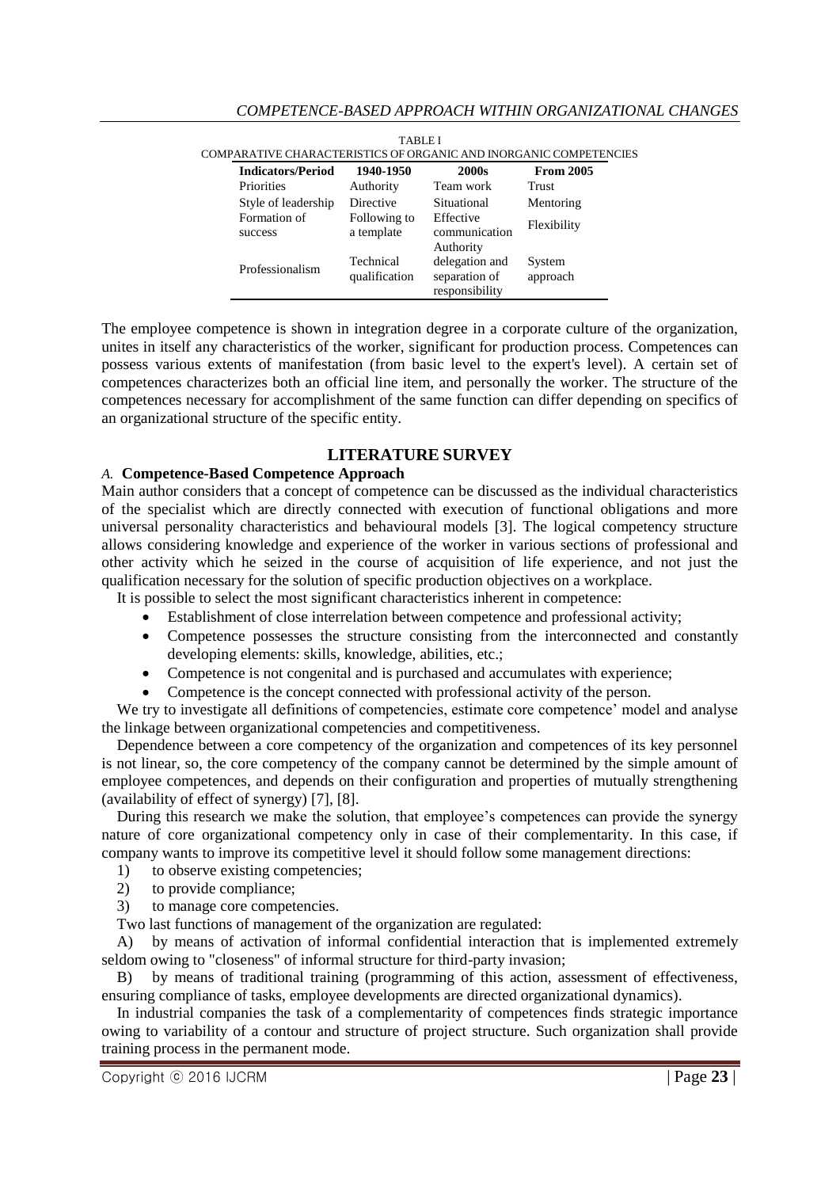TABLE I
COMPARATIVE CHARACTERISTICS OF ORGANIC AND INORGANIC COMPETENCIES

| Indicators/Period | 1940-1950 | 2000s | From 2005 |
|---|---|---|---|
| Priorities | Authority | Team work | Trust |
| Style of leadership | Directive | Situational | Mentoring |
| Formation of success | Following to a template | Effective communication | Flexibility |
| Professionalism | Technical qualification | Authority delegation and separation of responsibility | System approach |

The employee competence is shown in integration degree in a corporate culture of the organization, unites in itself any characteristics of the worker, significant for production process. Competences can possess various extents of manifestation (from basic level to the expert's level). A certain set of competences characterizes both an official line item, and personally the worker. The structure of the competences necessary for accomplishment of the same function can differ depending on specifics of an organizational structure of the specific entity.

## LITERATURE SURVEY

### *A.* Competence-Based Competence Approach

Main author considers that a concept of competence can be discussed as the individual characteristics of the specialist which are directly connected with execution of functional obligations and more universal personality characteristics and behavioural models [3]. The logical competency structure allows considering knowledge and experience of the worker in various sections of professional and other activity which he seized in the course of acquisition of life experience, and not just the qualification necessary for the solution of specific production objectives on a workplace.

It is possible to select the most significant characteristics inherent in competence:

- Establishment of close interrelation between competence and professional activity;
- Competence possesses the structure consisting from the interconnected and constantly developing elements: skills, knowledge, abilities, etc.;
- Competence is not congenital and is purchased and accumulates with experience;
- Competence is the concept connected with professional activity of the person.

We try to investigate all definitions of competencies, estimate core competence' model and analyse the linkage between organizational competencies and competitiveness.

Dependence between a core competency of the organization and competences of its key personnel is not linear, so, the core competency of the company cannot be determined by the simple amount of employee competences, and depends on their configuration and properties of mutually strengthening (availability of effect of synergy) [7], [8].

During this research we make the solution, that employee's competences can provide the synergy nature of core organizational competency only in case of their complementarity. In this case, if company wants to improve its competitive level it should follow some management directions:

1) to observe existing competencies;
2) to provide compliance;
3) to manage core competencies.

Two last functions of management of the organization are regulated:

A) by means of activation of informal confidential interaction that is implemented extremely seldom owing to "closeness" of informal structure for third-party invasion;

B) by means of traditional training (programming of this action, assessment of effectiveness, ensuring compliance of tasks, employee developments are directed organizational dynamics).

In industrial companies the task of a complementarity of competences finds strategic importance owing to variability of a contour and structure of project structure. Such organization shall provide training process in the permanent mode.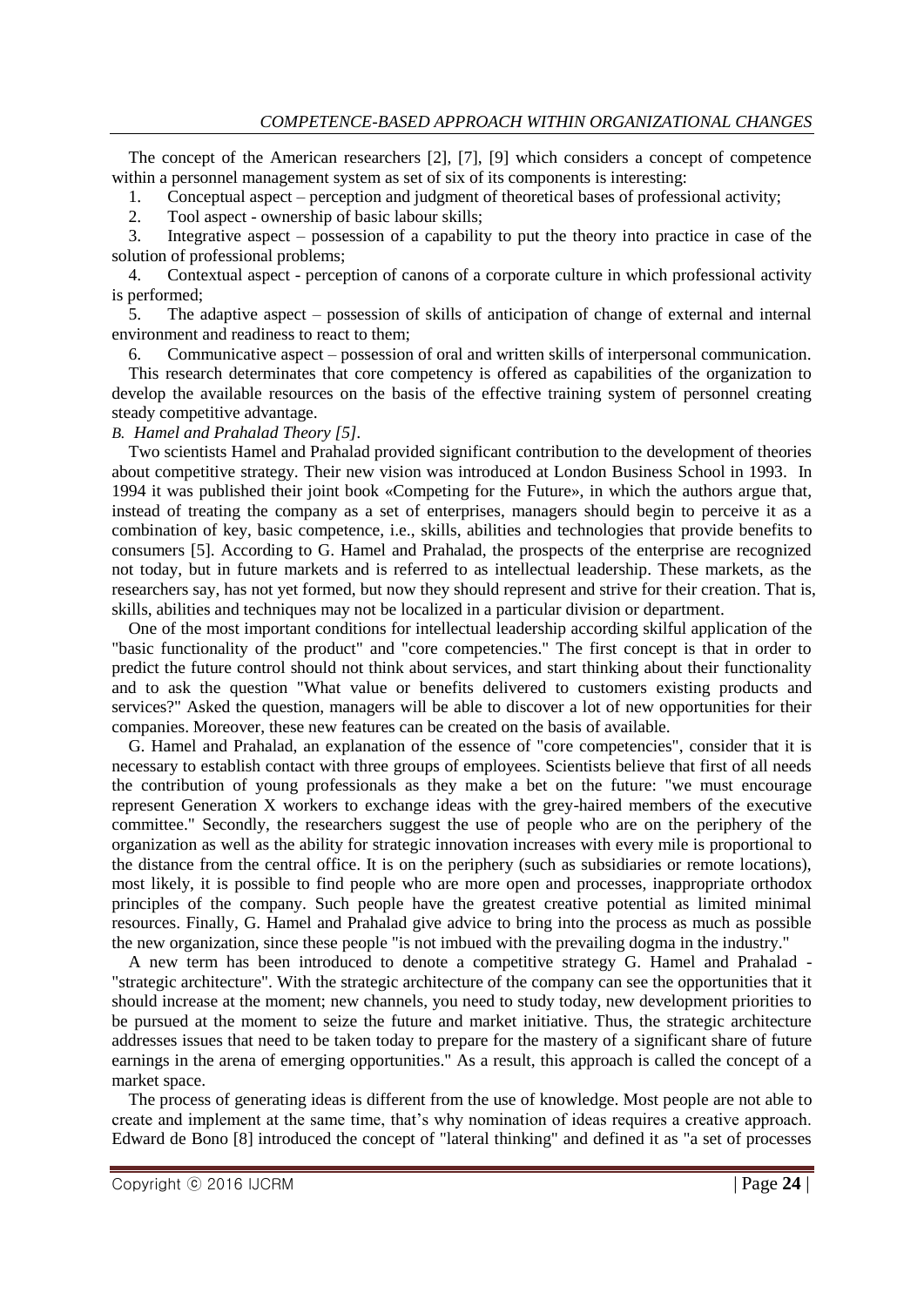The concept of the American researchers [2], [7], [9] which considers a concept of competence within a personnel management system as set of six of its components is interesting:

1. Conceptual aspect – perception and judgment of theoretical bases of professional activity;
2. Tool aspect - ownership of basic labour skills;
3. Integrative aspect – possession of a capability to put the theory into practice in case of the solution of professional problems;
4. Contextual aspect - perception of canons of a corporate culture in which professional activity is performed;
5. The adaptive aspect – possession of skills of anticipation of change of external and internal environment and readiness to react to them;
6. Communicative aspect – possession of oral and written skills of interpersonal communication.

This research determinates that core competency is offered as capabilities of the organization to develop the available resources on the basis of the effective training system of personnel creating steady competitive advantage.

*B. Hamel and Prahalad Theory [5].*

Two scientists Hamel and Prahalad provided significant contribution to the development of theories about competitive strategy. Their new vision was introduced at London Business School in 1993. In 1994 it was published their joint book «Competing for the Future», in which the authors argue that, instead of treating the company as a set of enterprises, managers should begin to perceive it as a combination of key, basic competence, i.e., skills, abilities and technologies that provide benefits to consumers [5]. According to G. Hamel and Prahalad, the prospects of the enterprise are recognized not today, but in future markets and is referred to as intellectual leadership. These markets, as the researchers say, has not yet formed, but now they should represent and strive for their creation. That is, skills, abilities and techniques may not be localized in a particular division or department.

One of the most important conditions for intellectual leadership according skilful application of the "basic functionality of the product" and "core competencies." The first concept is that in order to predict the future control should not think about services, and start thinking about their functionality and to ask the question "What value or benefits delivered to customers existing products and services?" Asked the question, managers will be able to discover a lot of new opportunities for their companies. Moreover, these new features can be created on the basis of available.

G. Hamel and Prahalad, an explanation of the essence of "core competencies", consider that it is necessary to establish contact with three groups of employees. Scientists believe that first of all needs the contribution of young professionals as they make a bet on the future: "we must encourage represent Generation X workers to exchange ideas with the grey-haired members of the executive committee." Secondly, the researchers suggest the use of people who are on the periphery of the organization as well as the ability for strategic innovation increases with every mile is proportional to the distance from the central office. It is on the periphery (such as subsidiaries or remote locations), most likely, it is possible to find people who are more open and processes, inappropriate orthodox principles of the company. Such people have the greatest creative potential as limited minimal resources. Finally, G. Hamel and Prahalad give advice to bring into the process as much as possible the new organization, since these people "is not imbued with the prevailing dogma in the industry."

A new term has been introduced to denote a competitive strategy G. Hamel and Prahalad - "strategic architecture". With the strategic architecture of the company can see the opportunities that it should increase at the moment; new channels, you need to study today, new development priorities to be pursued at the moment to seize the future and market initiative. Thus, the strategic architecture addresses issues that need to be taken today to prepare for the mastery of a significant share of future earnings in the arena of emerging opportunities." As a result, this approach is called the concept of a market space.

The process of generating ideas is different from the use of knowledge. Most people are not able to create and implement at the same time, that's why nomination of ideas requires a creative approach. Edward de Bono [8] introduced the concept of "lateral thinking" and defined it as "a set of processes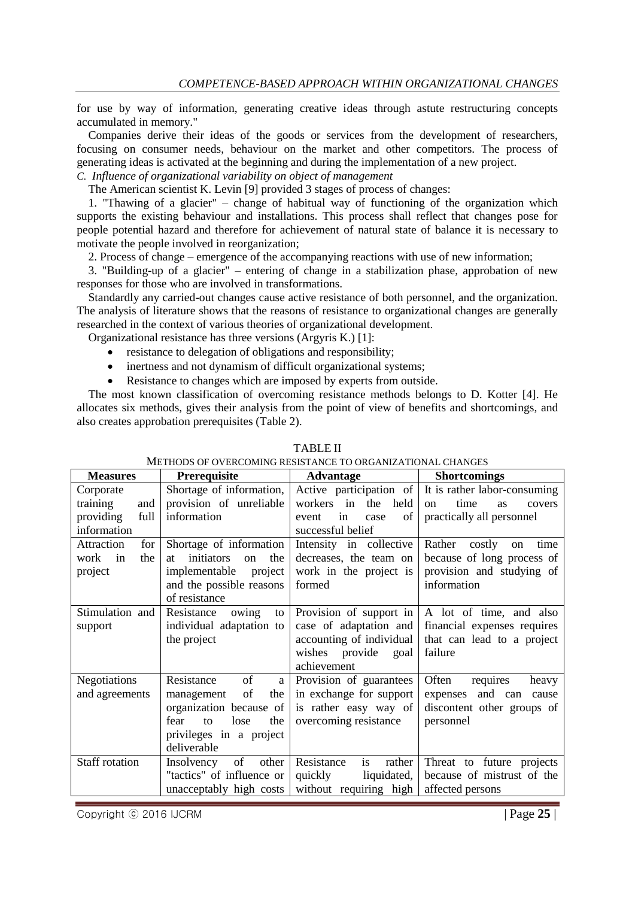for use by way of information, generating creative ideas through astute restructuring concepts accumulated in memory."

Companies derive their ideas of the goods or services from the development of researchers, focusing on consumer needs, behaviour on the market and other competitors. The process of generating ideas is activated at the beginning and during the implementation of a new project.

### *C. Influence of organizational variability on object of management*

The American scientist K. Levin [9] provided 3 stages of process of changes:

1. "Thawing of a glacier" – change of habitual way of functioning of the organization which supports the existing behaviour and installations. This process shall reflect that changes pose for people potential hazard and therefore for achievement of natural state of balance it is necessary to motivate the people involved in reorganization;
2. Process of change – emergence of the accompanying reactions with use of new information;
3. "Building-up of a glacier" – entering of change in a stabilization phase, approbation of new responses for those who are involved in transformations.

Standardly any carried-out changes cause active resistance of both personnel, and the organization. The analysis of literature shows that the reasons of resistance to organizational changes are generally researched in the context of various theories of organizational development.

Organizational resistance has three versions (Argyris K.) [1]:

- resistance to delegation of obligations and responsibility;
- inertness and not dynamism of difficult organizational systems;
- Resistance to changes which are imposed by experts from outside.

The most known classification of overcoming resistance methods belongs to D. Kotter [4]. He allocates six methods, gives their analysis from the point of view of benefits and shortcomings, and also creates approbation prerequisites (Table 2).

TABLE II
METHODS OF OVERCOMING RESISTANCE TO ORGANIZATIONAL CHANGES

| Measures | Prerequisite | Advantage | Shortcomings |
|---|---|---|---|
| Corporate training and providing full information | Shortage of information, provision of unreliable information | Active participation of workers in the held event in case of successful belief | It is rather labor-consuming on time as covers practically all personnel |
| Attraction for work in the project | Shortage of information at initiators on the implementable project and the possible reasons of resistance | Intensity in collective decreases, the team on work in the project is formed | Rather costly on time because of long process of provision and studying of information |
| Stimulation and support | Resistance owing to individual adaptation to the project | Provision of support in case of adaptation and accounting of individual wishes provide goal achievement | A lot of time, and also financial expenses requires that can lead to a project failure |
| Negotiations and agreements | Resistance of a management of the organization because of fear to lose the privileges in a project deliverable | Provision of guarantees in exchange for support is rather easy way of overcoming resistance | Often requires heavy expenses and can cause discontent other groups of personnel |
| Staff rotation | Insolvency of other "tactics" of influence or unacceptably high costs | Resistance is rather quickly liquidated, without requiring high | Threat to future projects because of mistrust of the affected persons |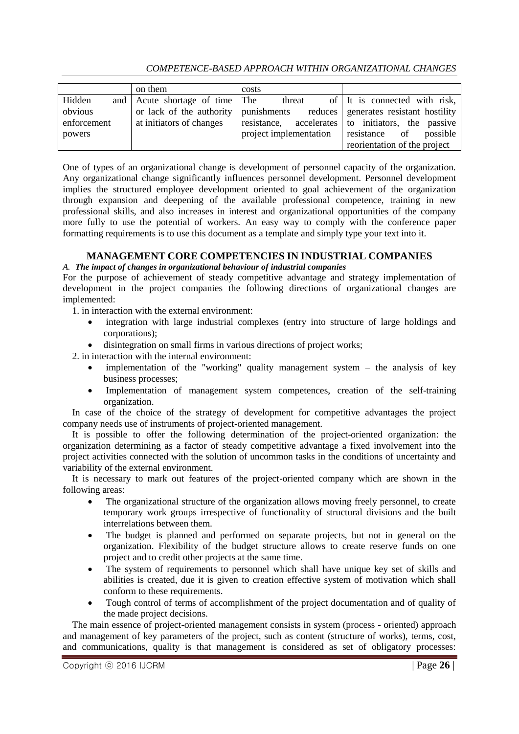| | on them | costs | |
|---|---|---|---|
| Hidden and obvious enforcement powers | Acute shortage of time or lack of the authority at initiators of changes | The threat of punishments reduces resistance, accelerates project implementation | It is connected with risk, generates resistant hostility to initiators, the passive resistance of possible reorientation of the project |

One of types of an organizational change is development of personnel capacity of the organization. Any organizational change significantly influences personnel development. Personnel development implies the structured employee development oriented to goal achievement of the organization through expansion and deepening of the available professional competence, training in new professional skills, and also increases in interest and organizational opportunities of the company more fully to use the potential of workers. An easy way to comply with the conference paper formatting requirements is to use this document as a template and simply type your text into it.

## MANAGEMENT CORE COMPETENCIES IN INDUSTRIAL COMPANIES

### *A. The impact of changes in organizational behaviour of industrial companies*

For the purpose of achievement of steady competitive advantage and strategy implementation of development in the project companies the following directions of organizational changes are implemented:

1. in interaction with the external environment:
   - integration with large industrial complexes (entry into structure of large holdings and corporations);
   - disintegration on small firms in various directions of project works;
2. in interaction with the internal environment:
   - implementation of the "working" quality management system – the analysis of key business processes;
   - Implementation of management system competences, creation of the self-training organization.

In case of the choice of the strategy of development for competitive advantages the project company needs use of instruments of project-oriented management.

It is possible to offer the following determination of the project-oriented organization: the organization determining as a factor of steady competitive advantage a fixed involvement into the project activities connected with the solution of uncommon tasks in the conditions of uncertainty and variability of the external environment.

It is necessary to mark out features of the project-oriented company which are shown in the following areas:

- The organizational structure of the organization allows moving freely personnel, to create temporary work groups irrespective of functionality of structural divisions and the built interrelations between them.
- The budget is planned and performed on separate projects, but not in general on the organization. Flexibility of the budget structure allows to create reserve funds on one project and to credit other projects at the same time.
- The system of requirements to personnel which shall have unique key set of skills and abilities is created, due it is given to creation effective system of motivation which shall conform to these requirements.
- Tough control of terms of accomplishment of the project documentation and of quality of the made project decisions.

The main essence of project-oriented management consists in system (process - oriented) approach and management of key parameters of the project, such as content (structure of works), terms, cost, and communications, quality is that management is considered as set of obligatory processes: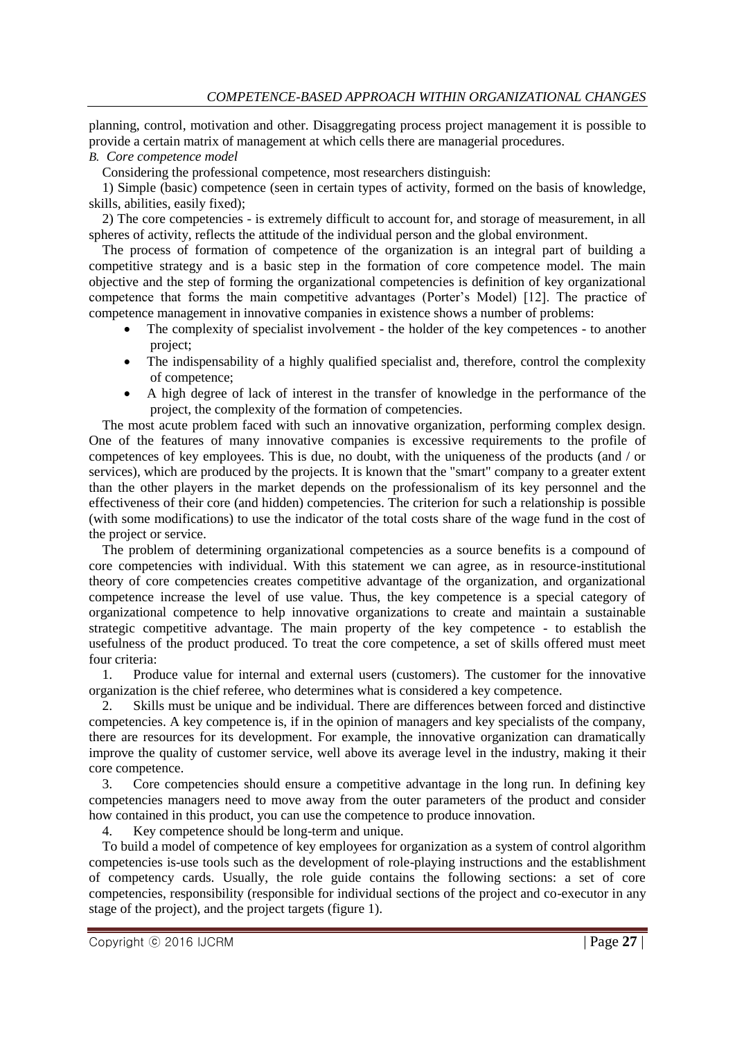planning, control, motivation and other. Disaggregating process project management it is possible to provide a certain matrix of management at which cells there are managerial procedures.

### *B. Core competence model*

Considering the professional competence, most researchers distinguish:

1) Simple (basic) competence (seen in certain types of activity, formed on the basis of knowledge, skills, abilities, easily fixed);

2) The core competencies - is extremely difficult to account for, and storage of measurement, in all spheres of activity, reflects the attitude of the individual person and the global environment.

The process of formation of competence of the organization is an integral part of building a competitive strategy and is a basic step in the formation of core competence model. The main objective and the step of forming the organizational competencies is definition of key organizational competence that forms the main competitive advantages (Porter's Model) [12]. The practice of competence management in innovative companies in existence shows a number of problems:

- The complexity of specialist involvement - the holder of the key competences - to another project;
- The indispensability of a highly qualified specialist and, therefore, control the complexity of competence;
- A high degree of lack of interest in the transfer of knowledge in the performance of the project, the complexity of the formation of competencies.

The most acute problem faced with such an innovative organization, performing complex design. One of the features of many innovative companies is excessive requirements to the profile of competences of key employees. This is due, no doubt, with the uniqueness of the products (and / or services), which are produced by the projects. It is known that the "smart" company to a greater extent than the other players in the market depends on the professionalism of its key personnel and the effectiveness of their core (and hidden) competencies. The criterion for such a relationship is possible (with some modifications) to use the indicator of the total costs share of the wage fund in the cost of the project or service.

The problem of determining organizational competencies as a source benefits is a compound of core competencies with individual. With this statement we can agree, as in resource-institutional theory of core competencies creates competitive advantage of the organization, and organizational competence increase the level of use value. Thus, the key competence is a special category of organizational competence to help innovative organizations to create and maintain a sustainable strategic competitive advantage. The main property of the key competence - to establish the usefulness of the product produced. To treat the core competence, a set of skills offered must meet four criteria:

1. Produce value for internal and external users (customers). The customer for the innovative organization is the chief referee, who determines what is considered a key competence.
2. Skills must be unique and be individual. There are differences between forced and distinctive competencies. A key competence is, if in the opinion of managers and key specialists of the company, there are resources for its development. For example, the innovative organization can dramatically improve the quality of customer service, well above its average level in the industry, making it their core competence.
3. Core competencies should ensure a competitive advantage in the long run. In defining key competencies managers need to move away from the outer parameters of the product and consider how contained in this product, you can use the competence to produce innovation.
4. Key competence should be long-term and unique.

To build a model of competence of key employees for organization as a system of control algorithm competencies is-use tools such as the development of role-playing instructions and the establishment of competency cards. Usually, the role guide contains the following sections: a set of core competencies, responsibility (responsible for individual sections of the project and co-executor in any stage of the project), and the project targets (figure 1).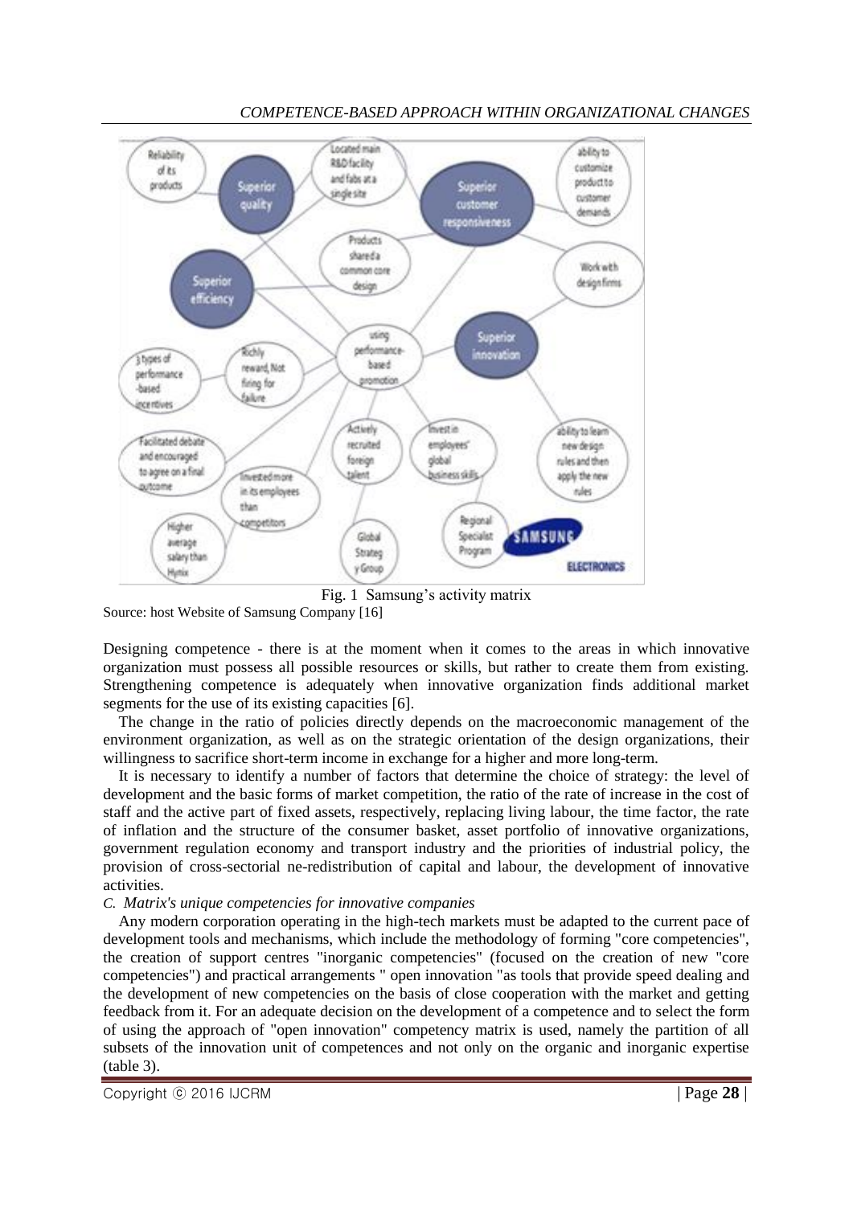Fig. 1 Samsung's activity matrix

Source: host Website of Samsung Company [16]

Designing competence - there is at the moment when it comes to the areas in which innovative organization must possess all possible resources or skills, but rather to create them from existing. Strengthening competence is adequately when innovative organization finds additional market segments for the use of its existing capacities [6].

The change in the ratio of policies directly depends on the macroeconomic management of the environment organization, as well as on the strategic orientation of the design organizations, their willingness to sacrifice short-term income in exchange for a higher and more long-term.

It is necessary to identify a number of factors that determine the choice of strategy: the level of development and the basic forms of market competition, the ratio of the rate of increase in the cost of staff and the active part of fixed assets, respectively, replacing living labour, the time factor, the rate of inflation and the structure of the consumer basket, asset portfolio of innovative organizations, government regulation economy and transport industry and the priorities of industrial policy, the provision of cross-sectorial ne-redistribution of capital and labour, the development of innovative activities.

*C. Matrix's unique competencies for innovative companies*

Any modern corporation operating in the high-tech markets must be adapted to the current pace of development tools and mechanisms, which include the methodology of forming "core competencies", the creation of support centres "inorganic competencies" (focused on the creation of new "core competencies") and practical arrangements " open innovation "as tools that provide speed dealing and the development of new competencies on the basis of close cooperation with the market and getting feedback from it. For an adequate decision on the development of a competence and to select the form of using the approach of "open innovation" competency matrix is used, namely the partition of all subsets of the innovation unit of competences and not only on the organic and inorganic expertise (table 3).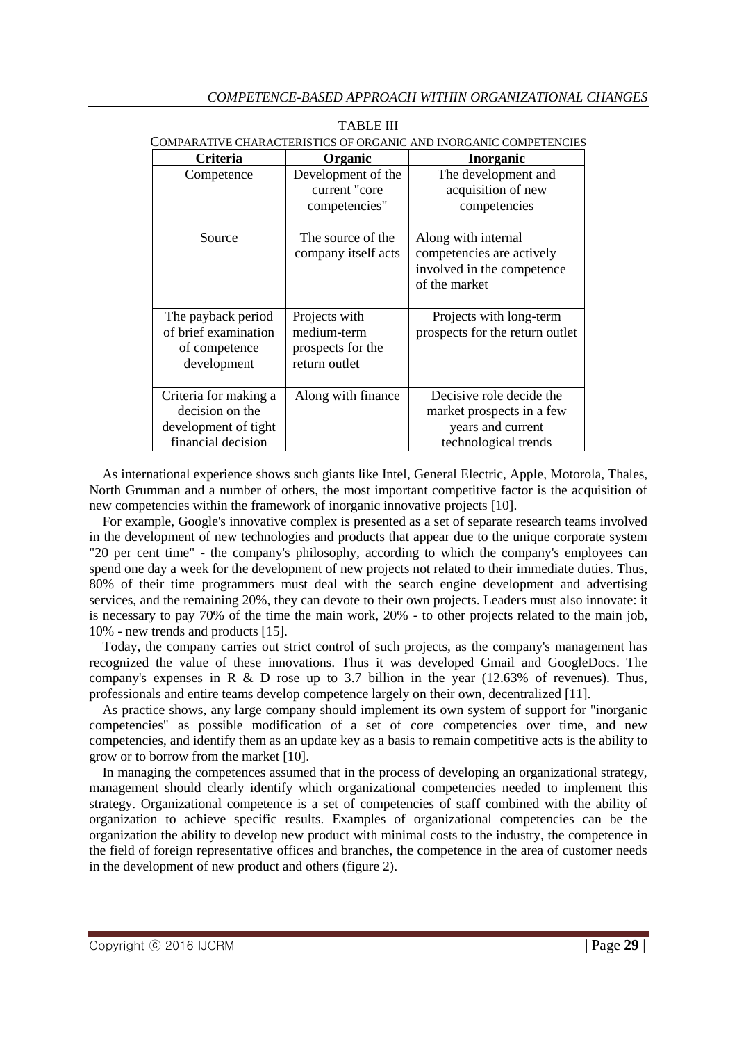TABLE III

COMPARATIVE CHARACTERISTICS OF ORGANIC AND INORGANIC COMPETENCIES

| Criteria | Organic | Inorganic |
|---|---|---|
| Competence | Development of the current "core competencies" | The development and acquisition of new competencies |
| Source | The source of the company itself acts | Along with internal competencies are actively involved in the competence of the market |
| The payback period of brief examination of competence development | Projects with medium-term prospects for the return outlet | Projects with long-term prospects for the return outlet |
| Criteria for making a decision on the development of tight financial decision | Along with finance | Decisive role decide the market prospects in a few years and current technological trends |

As international experience shows such giants like Intel, General Electric, Apple, Motorola, Thales, North Grumman and a number of others, the most important competitive factor is the acquisition of new competencies within the framework of inorganic innovative projects [10].

For example, Google's innovative complex is presented as a set of separate research teams involved in the development of new technologies and products that appear due to the unique corporate system "20 per cent time" - the company's philosophy, according to which the company's employees can spend one day a week for the development of new projects not related to their immediate duties. Thus, 80% of their time programmers must deal with the search engine development and advertising services, and the remaining 20%, they can devote to their own projects. Leaders must also innovate: it is necessary to pay 70% of the time the main work, 20% - to other projects related to the main job, 10% - new trends and products [15].

Today, the company carries out strict control of such projects, as the company's management has recognized the value of these innovations. Thus it was developed Gmail and GoogleDocs. The company's expenses in R & D rose up to 3.7 billion in the year (12.63% of revenues). Thus, professionals and entire teams develop competence largely on their own, decentralized [11].

As practice shows, any large company should implement its own system of support for "inorganic competencies" as possible modification of a set of core competencies over time, and new competencies, and identify them as an update key as a basis to remain competitive acts is the ability to grow or to borrow from the market [10].

In managing the competences assumed that in the process of developing an organizational strategy, management should clearly identify which organizational competencies needed to implement this strategy. Organizational competence is a set of competencies of staff combined with the ability of organization to achieve specific results. Examples of organizational competencies can be the organization the ability to develop new product with minimal costs to the industry, the competence in the field of foreign representative offices and branches, the competence in the area of customer needs in the development of new product and others (figure 2).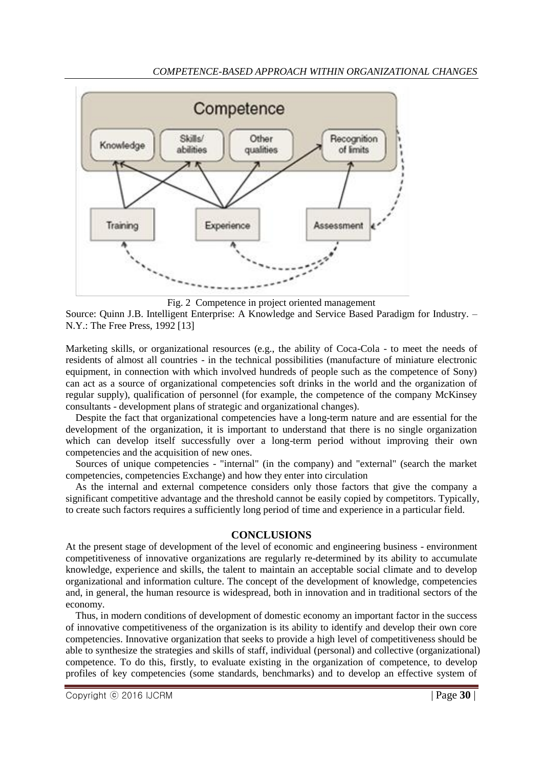Fig. 2 Competence in project oriented management

Source: Quinn J.B. Intelligent Enterprise: A Knowledge and Service Based Paradigm for Industry. – N.Y.: The Free Press, 1992 [13]

Marketing skills, or organizational resources (e.g., the ability of Coca-Cola - to meet the needs of residents of almost all countries - in the technical possibilities (manufacture of miniature electronic equipment, in connection with which involved hundreds of people such as the competence of Sony) can act as a source of organizational competencies soft drinks in the world and the organization of regular supply), qualification of personnel (for example, the competence of the company McKinsey consultants - development plans of strategic and organizational changes).

Despite the fact that organizational competencies have a long-term nature and are essential for the development of the organization, it is important to understand that there is no single organization which can develop itself successfully over a long-term period without improving their own competencies and the acquisition of new ones.

Sources of unique competencies - "internal" (in the company) and "external" (search the market competencies, competencies Exchange) and how they enter into circulation

As the internal and external competence considers only those factors that give the company a significant competitive advantage and the threshold cannot be easily copied by competitors. Typically, to create such factors requires a sufficiently long period of time and experience in a particular field.

## CONCLUSIONS

At the present stage of development of the level of economic and engineering business - environment competitiveness of innovative organizations are regularly re-determined by its ability to accumulate knowledge, experience and skills, the talent to maintain an acceptable social climate and to develop organizational and information culture. The concept of the development of knowledge, competencies and, in general, the human resource is widespread, both in innovation and in traditional sectors of the economy.

Thus, in modern conditions of development of domestic economy an important factor in the success of innovative competitiveness of the organization is its ability to identify and develop their own core competencies. Innovative organization that seeks to provide a high level of competitiveness should be able to synthesize the strategies and skills of staff, individual (personal) and collective (organizational) competence. To do this, firstly, to evaluate existing in the organization of competence, to develop profiles of key competencies (some standards, benchmarks) and to develop an effective system of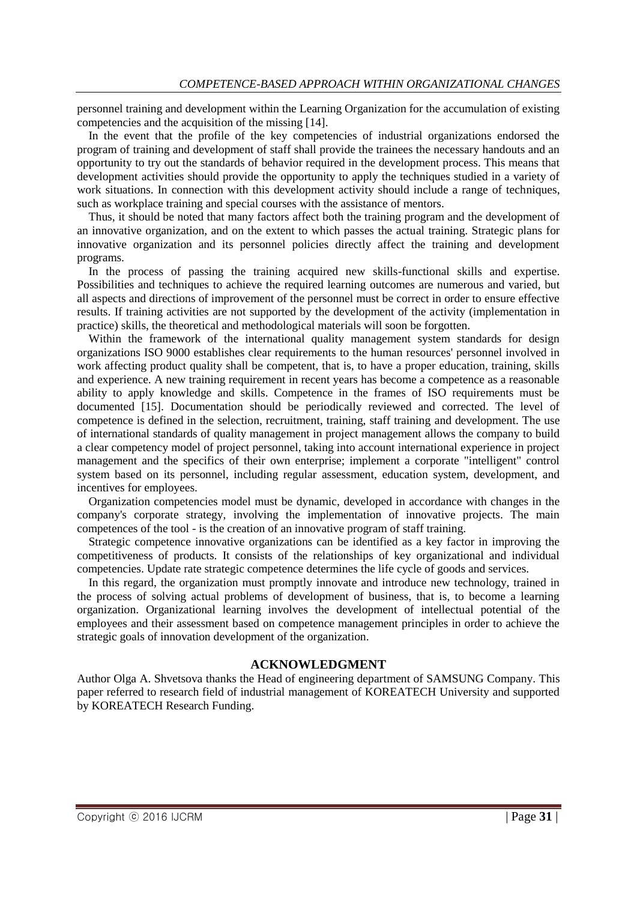personnel training and development within the Learning Organization for the accumulation of existing competencies and the acquisition of the missing [14].

In the event that the profile of the key competencies of industrial organizations endorsed the program of training and development of staff shall provide the trainees the necessary handouts and an opportunity to try out the standards of behavior required in the development process. This means that development activities should provide the opportunity to apply the techniques studied in a variety of work situations. In connection with this development activity should include a range of techniques, such as workplace training and special courses with the assistance of mentors.

Thus, it should be noted that many factors affect both the training program and the development of an innovative organization, and on the extent to which passes the actual training. Strategic plans for innovative organization and its personnel policies directly affect the training and development programs.

In the process of passing the training acquired new skills-functional skills and expertise. Possibilities and techniques to achieve the required learning outcomes are numerous and varied, but all aspects and directions of improvement of the personnel must be correct in order to ensure effective results. If training activities are not supported by the development of the activity (implementation in practice) skills, the theoretical and methodological materials will soon be forgotten.

Within the framework of the international quality management system standards for design organizations ISO 9000 establishes clear requirements to the human resources' personnel involved in work affecting product quality shall be competent, that is, to have a proper education, training, skills and experience. A new training requirement in recent years has become a competence as a reasonable ability to apply knowledge and skills. Competence in the frames of ISO requirements must be documented [15]. Documentation should be periodically reviewed and corrected. The level of competence is defined in the selection, recruitment, training, staff training and development. The use of international standards of quality management in project management allows the company to build a clear competency model of project personnel, taking into account international experience in project management and the specifics of their own enterprise; implement a corporate "intelligent" control system based on its personnel, including regular assessment, education system, development, and incentives for employees.

Organization competencies model must be dynamic, developed in accordance with changes in the company's corporate strategy, involving the implementation of innovative projects. The main competences of the tool - is the creation of an innovative program of staff training.

Strategic competence innovative organizations can be identified as a key factor in improving the competitiveness of products. It consists of the relationships of key organizational and individual competencies. Update rate strategic competence determines the life cycle of goods and services.

In this regard, the organization must promptly innovate and introduce new technology, trained in the process of solving actual problems of development of business, that is, to become a learning organization. Organizational learning involves the development of intellectual potential of the employees and their assessment based on competence management principles in order to achieve the strategic goals of innovation development of the organization.

## ACKNOWLEDGMENT

Author Olga A. Shvetsova thanks the Head of engineering department of SAMSUNG Company. This paper referred to research field of industrial management of KOREATECH University and supported by KOREATECH Research Funding.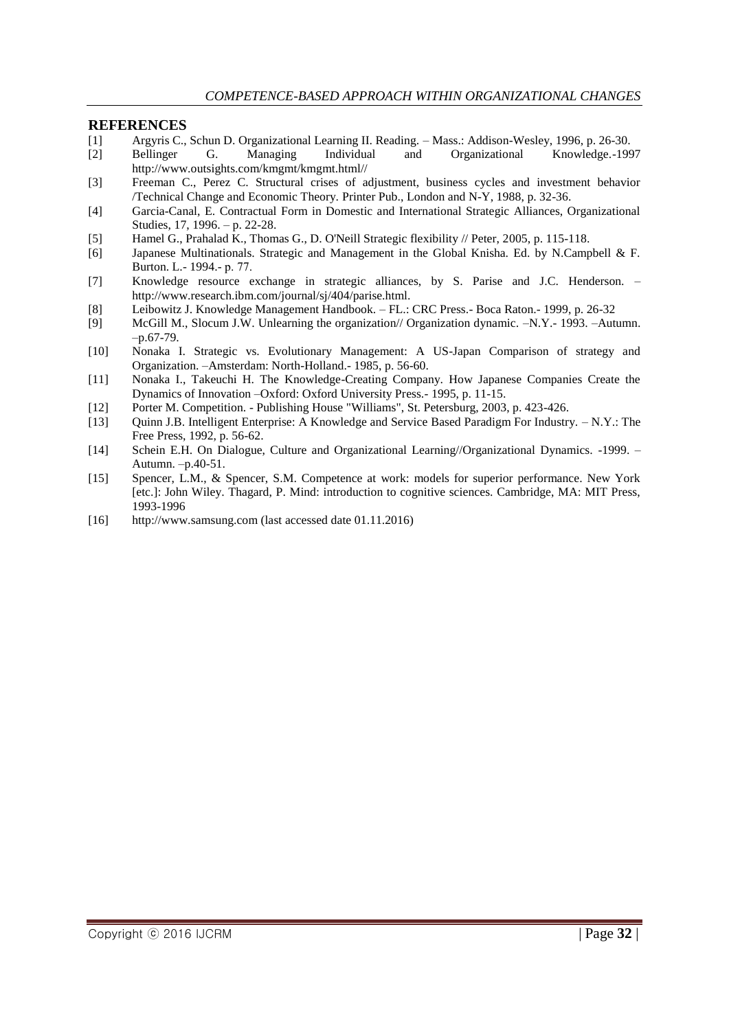## REFERENCES

[1] Argyris C., Schun D. Organizational Learning II. Reading. – Mass.: Addison-Wesley, 1996, p. 26-30.

[2] Bellinger G. Managing Individual and Organizational Knowledge.-1997 http://www.outsights.com/kmgmt/kmgmt.html//

[3] Freeman C., Perez C. Structural crises of adjustment, business cycles and investment behavior /Technical Change and Economic Theory. Printer Pub., London and N-Y, 1988, p. 32-36.

[4] Garcia-Canal, E. Contractual Form in Domestic and International Strategic Alliances, Organizational Studies, 17, 1996. – p. 22-28.

[5] Hamel G., Prahalad K., Thomas G., D. O'Neill Strategic flexibility // Peter, 2005, p. 115-118.

[6] Japanese Multinationals. Strategic and Management in the Global Knisha. Ed. by N.Campbell & F. Burton. L.- 1994.- p. 77.

[7] Knowledge resource exchange in strategic alliances, by S. Parise and J.C. Henderson. – http://www.research.ibm.com/journal/sj/404/parise.html.

[8] Leibowitz J. Knowledge Management Handbook. – FL.: CRC Press.- Boca Raton.- 1999, p. 26-32

[9] McGill M., Slocum J.W. Unlearning the organization// Organization dynamic. –N.Y.- 1993. –Autumn. –p.67-79.

[10] Nonaka I. Strategic vs. Evolutionary Management: A US-Japan Comparison of strategy and Organization. –Amsterdam: North-Holland.- 1985, p. 56-60.

[11] Nonaka I., Takeuchi H. The Knowledge-Creating Company. How Japanese Companies Create the Dynamics of Innovation –Oxford: Oxford University Press.- 1995, p. 11-15.

[12] Porter M. Competition. - Publishing House "Williams", St. Petersburg, 2003, p. 423-426.

[13] Quinn J.B. Intelligent Enterprise: A Knowledge and Service Based Paradigm For Industry. – N.Y.: The Free Press, 1992, p. 56-62.

[14] Schein E.H. On Dialogue, Culture and Organizational Learning//Organizational Dynamics. -1999. – Autumn. –p.40-51.

[15] Spencer, L.M., & Spencer, S.M. Competence at work: models for superior performance. New York [etc.]: John Wiley. Thagard, P. Mind: introduction to cognitive sciences. Cambridge, MA: MIT Press, 1993-1996

[16] http://www.samsung.com (last accessed date 01.11.2016)